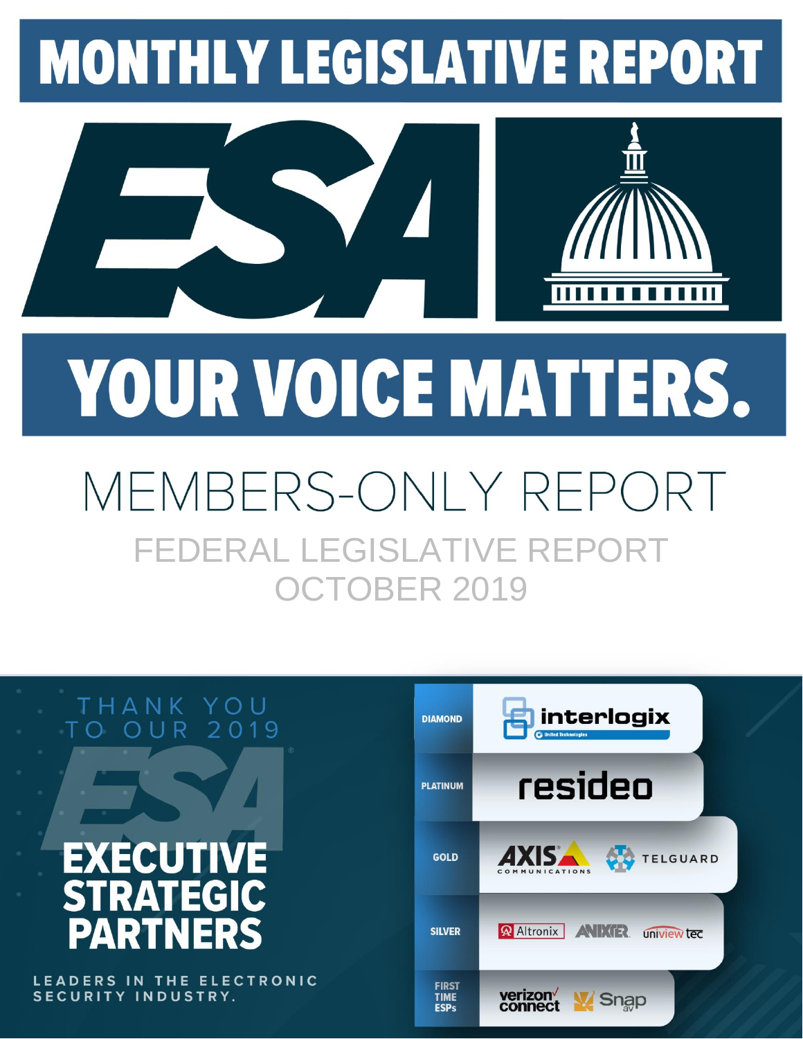# MONTHLY LEGISLATIVE REPORT

ESA

# YOUR VOICE MATTERS.

## MEMBERS-ONLY REPORT

FEDERAL LEGISLATIVE REPORT
OCTOBER 2019

THANK YOU TO OUR 2019

ESA

**EXECUTIVE STRATEGIC PARTNERS**

LEADERS IN THE ELECTRONIC SECURITY INDUSTRY.

| Level | Partners |
| --- | --- |
| DIAMOND | interlogix (United Technologies) |
| PLATINUM | resideo |
| GOLD | AXIS Communications, TELGUARD |
| SILVER | Altronix, ANIXTER, uniview tec |
| FIRST TIME ESPs | verizon connect, Snap av |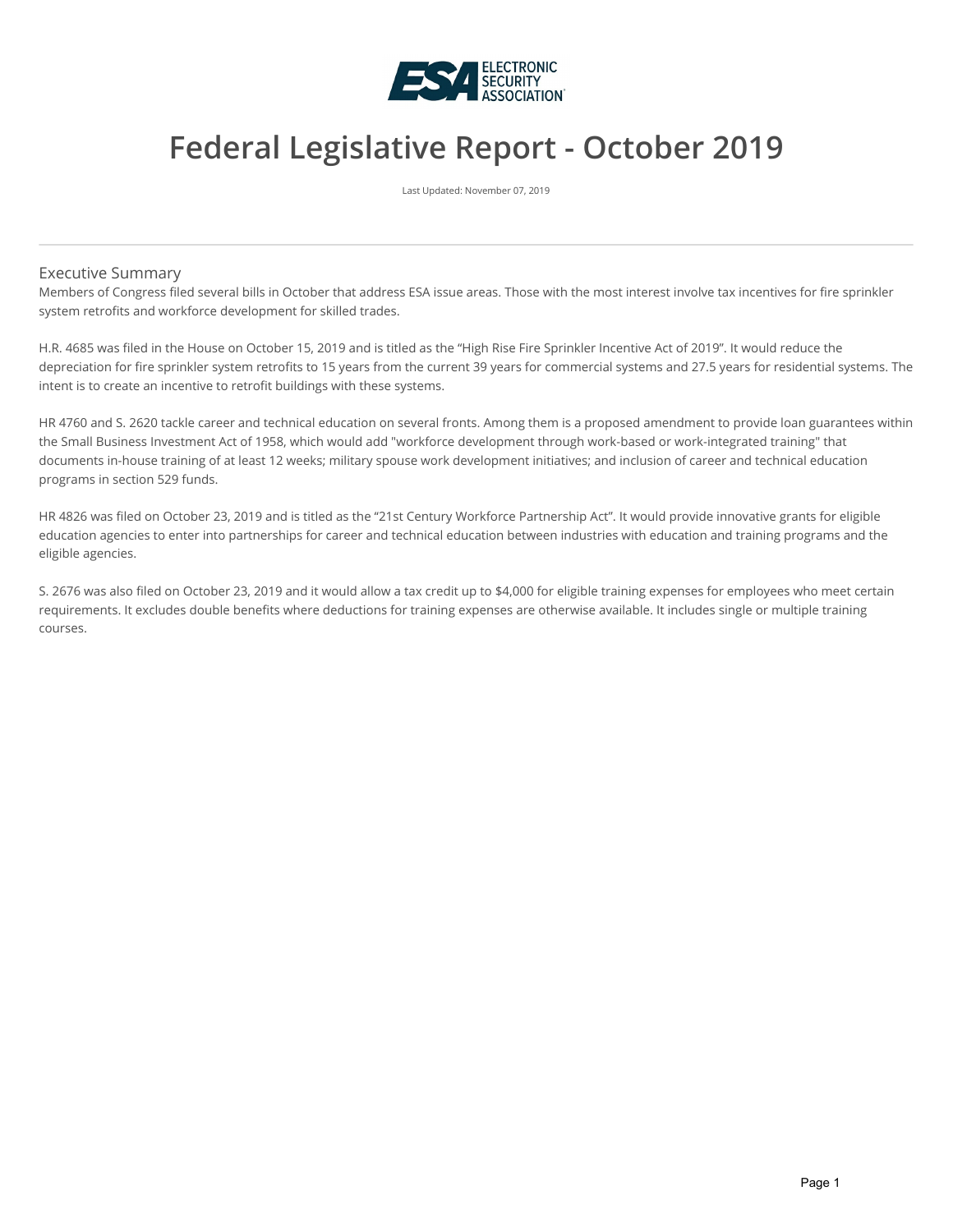# Federal Legislative Report - October 2019

Last Updated: November 07, 2019

## Executive Summary

Members of Congress filed several bills in October that address ESA issue areas. Those with the most interest involve tax incentives for fire sprinkler system retrofits and workforce development for skilled trades.

H.R. 4685 was filed in the House on October 15, 2019 and is titled as the "High Rise Fire Sprinkler Incentive Act of 2019". It would reduce the depreciation for fire sprinkler system retrofits to 15 years from the current 39 years for commercial systems and 27.5 years for residential systems. The intent is to create an incentive to retrofit buildings with these systems.

HR 4760 and S. 2620 tackle career and technical education on several fronts. Among them is a proposed amendment to provide loan guarantees within the Small Business Investment Act of 1958, which would add "workforce development through work-based or work-integrated training" that documents in-house training of at least 12 weeks; military spouse work development initiatives; and inclusion of career and technical education programs in section 529 funds.

HR 4826 was filed on October 23, 2019 and is titled as the "21st Century Workforce Partnership Act". It would provide innovative grants for eligible education agencies to enter into partnerships for career and technical education between industries with education and training programs and the eligible agencies.

S. 2676 was also filed on October 23, 2019 and it would allow a tax credit up to $4,000 for eligible training expenses for employees who meet certain requirements. It excludes double benefits where deductions for training expenses are otherwise available. It includes single or multiple training courses.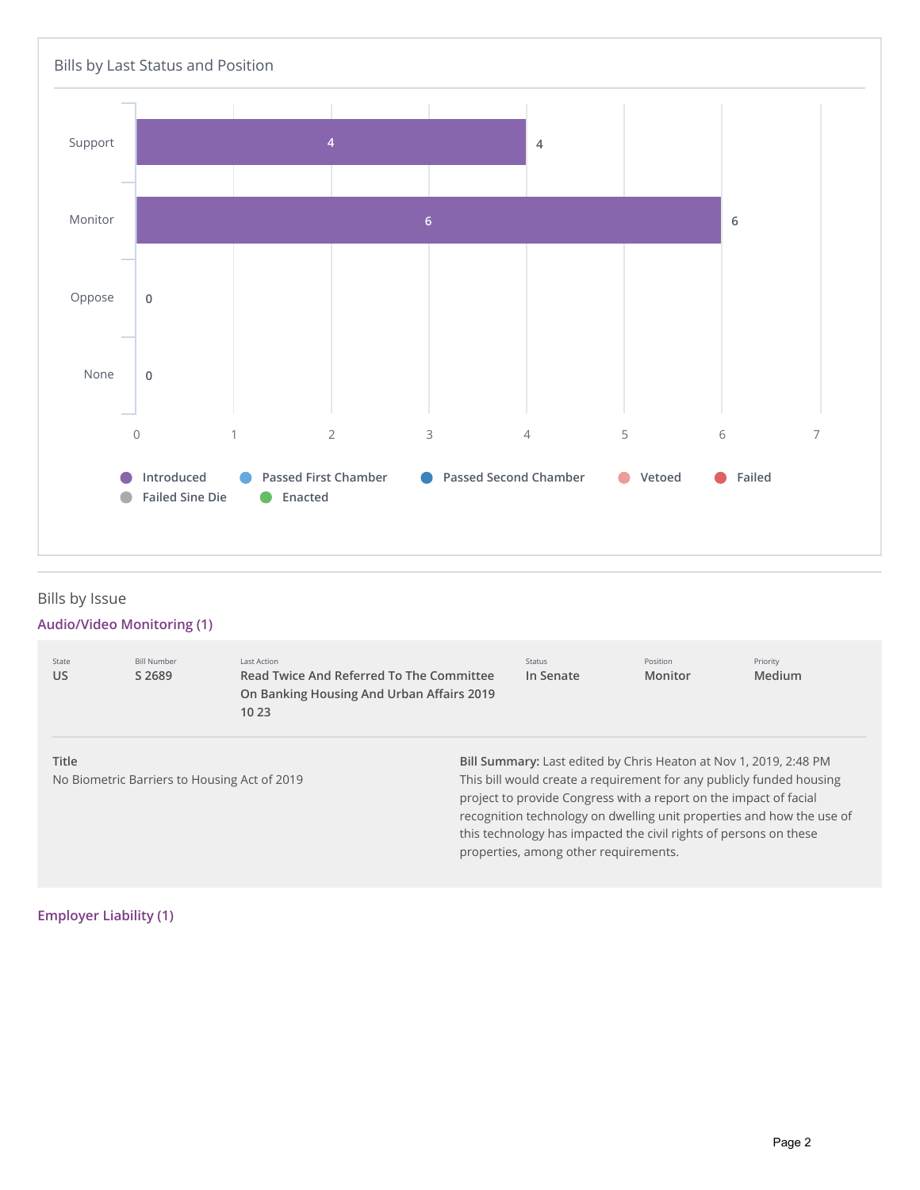## Bills by Last Status and Position

| Position | Count |
|---|---|
| Support | 4 |
| Monitor | 6 |
| Oppose | 0 |
| None | 0 |

Legend: Introduced, Passed First Chamber, Passed Second Chamber, Vetoed, Failed, Failed Sine Die, Enacted

## Bills by Issue

### Audio/Video Monitoring (1)

| State | Bill Number | Last Action | Status | Position | Priority |
|---|---|---|---|---|---|
| US | S 2689 | Read Twice And Referred To The Committee On Banking Housing And Urban Affairs 2019 10 23 | In Senate | Monitor | Medium |

**Title**
No Biometric Barriers to Housing Act of 2019

**Bill Summary:** Last edited by Chris Heaton at Nov 1, 2019, 2:48 PM
This bill would create a requirement for any publicly funded housing project to provide Congress with a report on the impact of facial recognition technology on dwelling unit properties and how the use of this technology has impacted the civil rights of persons on these properties, among other requirements.

### Employer Liability (1)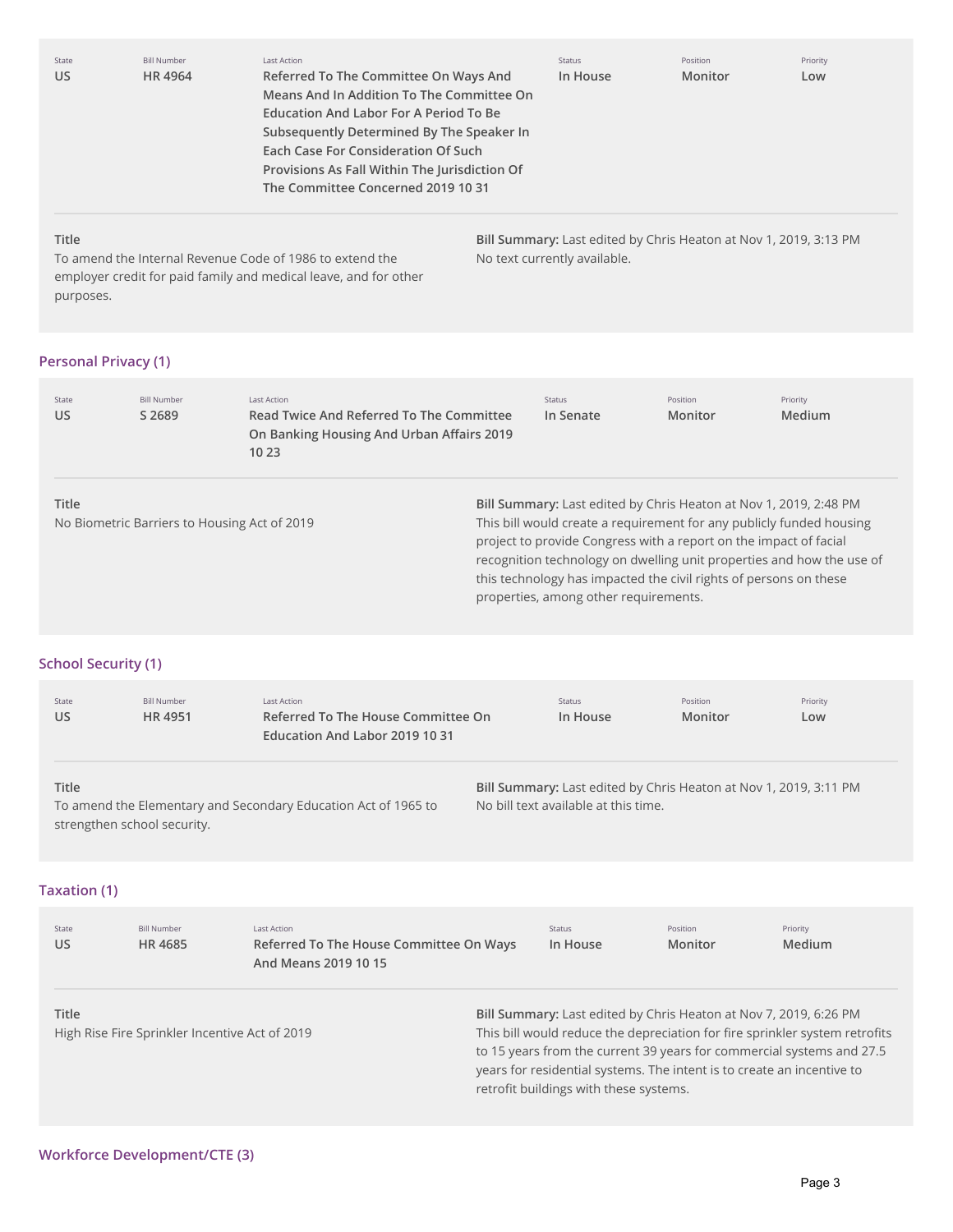| State | Bill Number | Last Action | Status | Position | Priority |
|---|---|---|---|---|---|
| US | HR 4964 | Referred To The Committee On Ways And Means And In Addition To The Committee On Education And Labor For A Period To Be Subsequently Determined By The Speaker In Each Case For Consideration Of Such Provisions As Fall Within The Jurisdiction Of The Committee Concerned 2019 10 31 | In House | Monitor | Low |

**Title**
To amend the Internal Revenue Code of 1986 to extend the employer credit for paid family and medical leave, and for other purposes.

**Bill Summary:** Last edited by Chris Heaton at Nov 1, 2019, 3:13 PM
No text currently available.

## Personal Privacy (1)

| State | Bill Number | Last Action | Status | Position | Priority |
|---|---|---|---|---|---|
| US | S 2689 | Read Twice And Referred To The Committee On Banking Housing And Urban Affairs 2019 10 23 | In Senate | Monitor | Medium |

**Title**
No Biometric Barriers to Housing Act of 2019

**Bill Summary:** Last edited by Chris Heaton at Nov 1, 2019, 2:48 PM
This bill would create a requirement for any publicly funded housing project to provide Congress with a report on the impact of facial recognition technology on dwelling unit properties and how the use of this technology has impacted the civil rights of persons on these properties, among other requirements.

## School Security (1)

| State | Bill Number | Last Action | Status | Position | Priority |
|---|---|---|---|---|---|
| US | HR 4951 | Referred To The House Committee On Education And Labor 2019 10 31 | In House | Monitor | Low |

**Title**
To amend the Elementary and Secondary Education Act of 1965 to strengthen school security.

**Bill Summary:** Last edited by Chris Heaton at Nov 1, 2019, 3:11 PM
No bill text available at this time.

## Taxation (1)

| State | Bill Number | Last Action | Status | Position | Priority |
|---|---|---|---|---|---|
| US | HR 4685 | Referred To The House Committee On Ways And Means 2019 10 15 | In House | Monitor | Medium |

**Title**
High Rise Fire Sprinkler Incentive Act of 2019

**Bill Summary:** Last edited by Chris Heaton at Nov 7, 2019, 6:26 PM
This bill would reduce the depreciation for fire sprinkler system retrofits to 15 years from the current 39 years for commercial systems and 27.5 years for residential systems. The intent is to create an incentive to retrofit buildings with these systems.

## Workforce Development/CTE (3)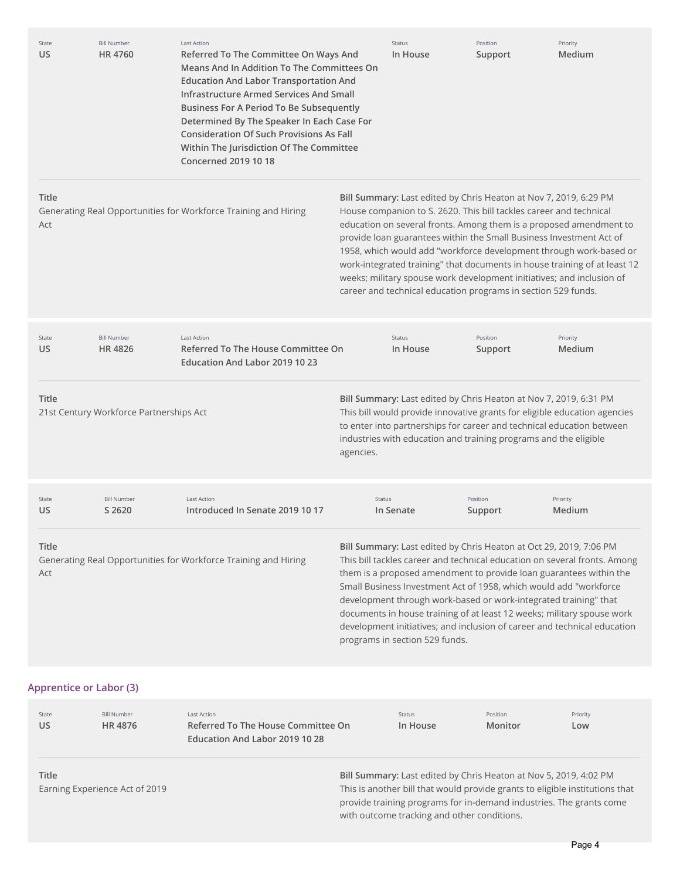| State | Bill Number | Last Action | Status | Position | Priority |
| --- | --- | --- | --- | --- | --- |
| US | HR 4760 | Referred To The Committee On Ways And Means And In Addition To The Committees On Education And Labor Transportation And Infrastructure Armed Services And Small Business For A Period To Be Subsequently Determined By The Speaker In Each Case For Consideration Of Such Provisions As Fall Within The Jurisdiction Of The Committee Concerned 2019 10 18 | In House | Support | Medium |

**Title**
Generating Real Opportunities for Workforce Training and Hiring Act

**Bill Summary:** Last edited by Chris Heaton at Nov 7, 2019, 6:29 PM
House companion to S. 2620. This bill tackles career and technical education on several fronts. Among them is a proposed amendment to provide loan guarantees within the Small Business Investment Act of 1958, which would add "workforce development through work-based or work-integrated training" that documents in house training of at least 12 weeks; military spouse work development initiatives; and inclusion of career and technical education programs in section 529 funds.

| State | Bill Number | Last Action | Status | Position | Priority |
| --- | --- | --- | --- | --- | --- |
| US | HR 4826 | Referred To The House Committee On Education And Labor 2019 10 23 | In House | Support | Medium |

**Title**
21st Century Workforce Partnerships Act

**Bill Summary:** Last edited by Chris Heaton at Nov 7, 2019, 6:31 PM
This bill would provide innovative grants for eligible education agencies to enter into partnerships for career and technical education between industries with education and training programs and the eligible agencies.

| State | Bill Number | Last Action | Status | Position | Priority |
| --- | --- | --- | --- | --- | --- |
| US | S 2620 | Introduced In Senate 2019 10 17 | In Senate | Support | Medium |

**Title**
Generating Real Opportunities for Workforce Training and Hiring Act

**Bill Summary:** Last edited by Chris Heaton at Oct 29, 2019, 7:06 PM
This bill tackles career and technical education on several fronts. Among them is a proposed amendment to provide loan guarantees within the Small Business Investment Act of 1958, which would add "workforce development through work-based or work-integrated training" that documents in house training of at least 12 weeks; military spouse work development initiatives; and inclusion of career and technical education programs in section 529 funds.

## Apprentice or Labor (3)

| State | Bill Number | Last Action | Status | Position | Priority |
| --- | --- | --- | --- | --- | --- |
| US | HR 4876 | Referred To The House Committee On Education And Labor 2019 10 28 | In House | Monitor | Low |

**Title**
Earning Experience Act of 2019

**Bill Summary:** Last edited by Chris Heaton at Nov 5, 2019, 4:02 PM
This is another bill that would provide grants to eligible institutions that provide training programs for in-demand industries. The grants come with outcome tracking and other conditions.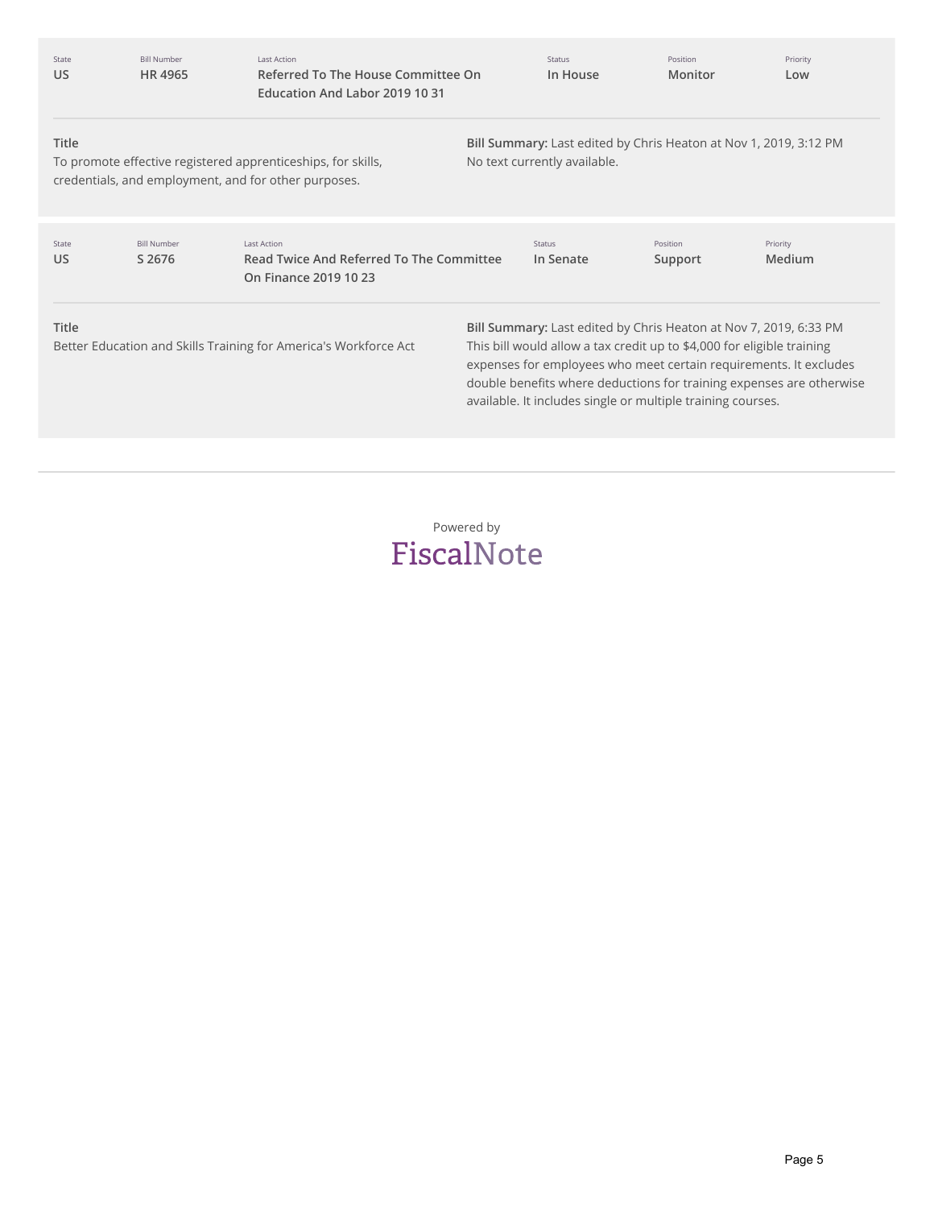| State | Bill Number | Last Action | Status | Position | Priority |
| --- | --- | --- | --- | --- | --- |
| US | HR 4965 | Referred To The House Committee On Education And Labor 2019 10 31 | In House | Monitor | Low |

**Title**
To promote effective registered apprenticeships, for skills, credentials, and employment, and for other purposes.

**Bill Summary:** Last edited by Chris Heaton at Nov 1, 2019, 3:12 PM
No text currently available.

| State | Bill Number | Last Action | Status | Position | Priority |
| --- | --- | --- | --- | --- | --- |
| US | S 2676 | Read Twice And Referred To The Committee On Finance 2019 10 23 | In Senate | Support | Medium |

**Title**
Better Education and Skills Training for America's Workforce Act

**Bill Summary:** Last edited by Chris Heaton at Nov 7, 2019, 6:33 PM
This bill would allow a tax credit up to $4,000 for eligible training expenses for employees who meet certain requirements. It excludes double benefits where deductions for training expenses are otherwise available. It includes single or multiple training courses.

Powered by
FiscalNote